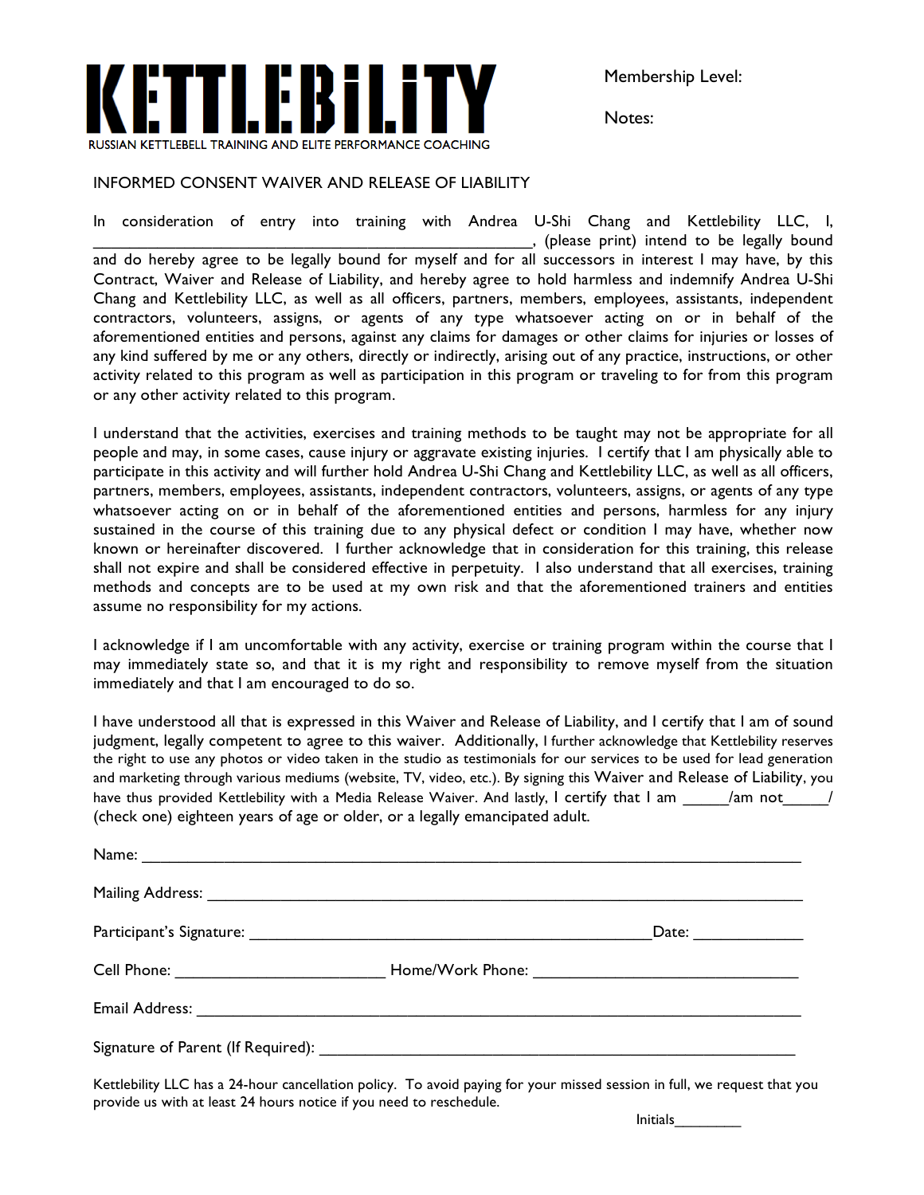# KETTLEBiLiTY

RUSSIAN KETTLEBELL TRAINING AND ELITE PERFORMANCE COACHING

Membership Level:

Notes:

INFORMED CONSENT WAIVER AND RELEASE OF LIABILITY

In consideration of entry into training with Andrea U-Shi Chang and Kettlebility LLC, I, _______________________________________________, (please print) intend to be legally bound and do hereby agree to be legally bound for myself and for all successors in interest I may have, by this Contract, Waiver and Release of Liability, and hereby agree to hold harmless and indemnify Andrea U-Shi Chang and Kettlebility LLC, as well as all officers, partners, members, employees, assistants, independent contractors, volunteers, assigns, or agents of any type whatsoever acting on or in behalf of the aforementioned entities and persons, against any claims for damages or other claims for injuries or losses of any kind suffered by me or any others, directly or indirectly, arising out of any practice, instructions, or other activity related to this program as well as participation in this program or traveling to for from this program or any other activity related to this program.

I understand that the activities, exercises and training methods to be taught may not be appropriate for all people and may, in some cases, cause injury or aggravate existing injuries. I certify that I am physically able to participate in this activity and will further hold Andrea U-Shi Chang and Kettlebility LLC, as well as all officers, partners, members, employees, assistants, independent contractors, volunteers, assigns, or agents of any type whatsoever acting on or in behalf of the aforementioned entities and persons, harmless for any injury sustained in the course of this training due to any physical defect or condition I may have, whether now known or hereinafter discovered. I further acknowledge that in consideration for this training, this release shall not expire and shall be considered effective in perpetuity. I also understand that all exercises, training methods and concepts are to be used at my own risk and that the aforementioned trainers and entities assume no responsibility for my actions.

I acknowledge if I am uncomfortable with any activity, exercise or training program within the course that I may immediately state so, and that it is my right and responsibility to remove myself from the situation immediately and that I am encouraged to do so.

I have understood all that is expressed in this Waiver and Release of Liability, and I certify that I am of sound judgment, legally competent to agree to this waiver. Additionally, I further acknowledge that Kettlebility reserves the right to use any photos or video taken in the studio as testimonials for our services to be used for lead generation and marketing through various mediums (website, TV, video, etc.). By signing this Waiver and Release of Liability, you have thus provided Kettlebility with a Media Release Waiver. And lastly, I certify that I am _____/am not_____/ (check one) eighteen years of age or older, or a legally emancipated adult.

Name: ___________________________________________________________________________

Mailing Address: ____________________________________________________________________

Participant's Signature: _______________________________________________Date: ____________

Cell Phone: ________________________ Home/Work Phone: ______________________________

Email Address: _____________________________________________________________________

Signature of Parent (If Required): ______________________________________________________

Kettlebility LLC has a 24-hour cancellation policy. To avoid paying for your missed session in full, we request that you provide us with at least 24 hours notice if you need to reschedule.

Initials________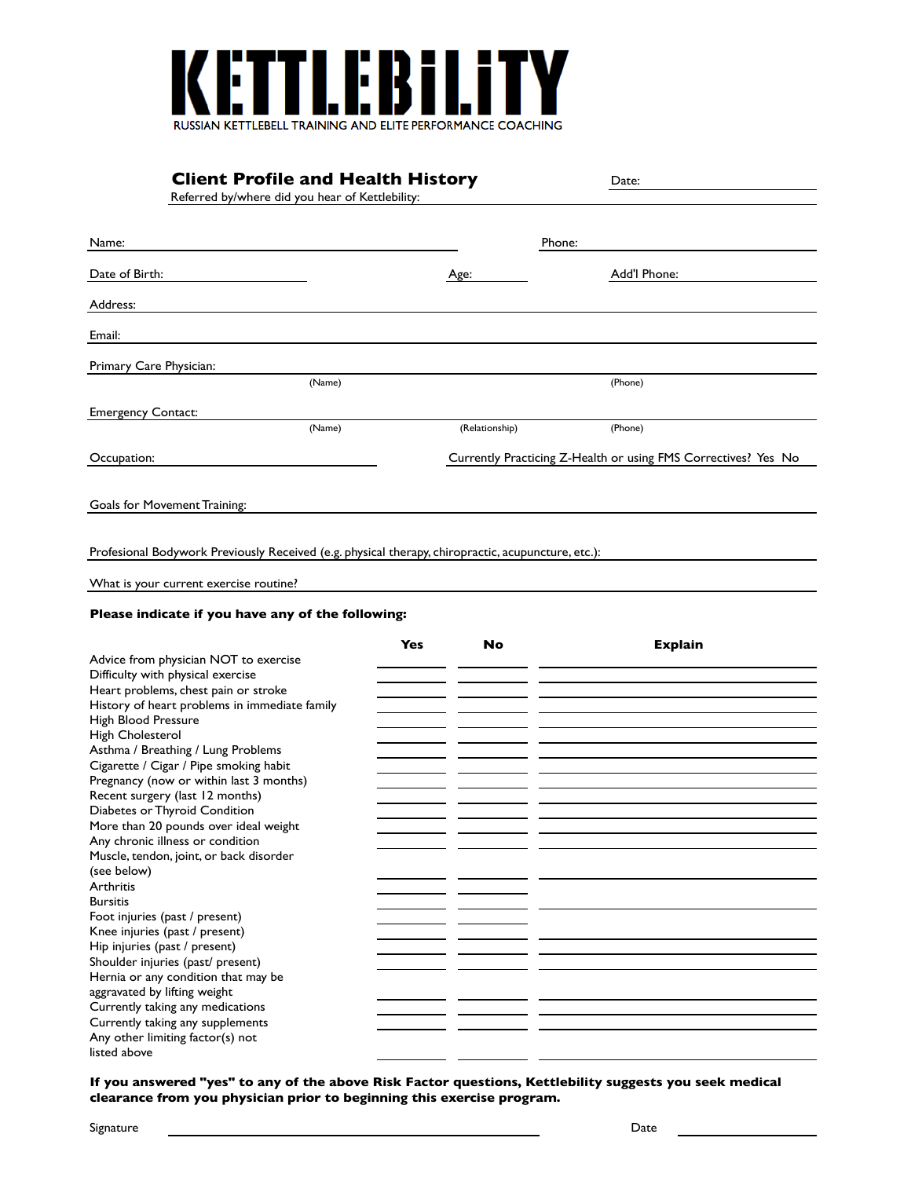# KETTLEBILITY

RUSSIAN KETTLEBELL TRAINING AND ELITE PERFORMANCE COACHING

## Client Profile and Health History

Date: ____________________

Referred by/where did you hear of Kettlebility: ____________________

Name: ____________________ Phone: ____________________

Date of Birth: ____________________ Age: __________ Add'l Phone: ____________________

Address: ____________________

Email: ____________________

Primary Care Physician: ____________________
(Name) (Phone)

Emergency Contact: ____________________
(Name) (Relationship) (Phone)

Occupation: ____________________ Currently Practicing Z-Health or using FMS Correctives? Yes No

Goals for Movement Training: ____________________

Profesional Bodywork Previously Received (e.g. physical therapy, chiropractic, acupuncture, etc.): ____________________

What is your current exercise routine? ____________________

**Please indicate if you have any of the following:**

| | Yes | No | Explain |
|---|---|---|---|
| Advice from physician NOT to exercise | | | |
| Difficulty with physical exercise | | | |
| Heart problems, chest pain or stroke | | | |
| History of heart problems in immediate family | | | |
| High Blood Pressure | | | |
| High Cholesterol | | | |
| Asthma / Breathing / Lung Problems | | | |
| Cigarette / Cigar / Pipe smoking habit | | | |
| Pregnancy (now or within last 3 months) | | | |
| Recent surgery (last 12 months) | | | |
| Diabetes or Thyroid Condition | | | |
| More than 20 pounds over ideal weight | | | |
| Any chronic illness or condition | | | |
| Muscle, tendon, joint, or back disorder (see below) | | | |
| Arthritis | | | |
| Bursitis | | | |
| Foot injuries (past / present) | | | |
| Knee injuries (past / present) | | | |
| Hip injuries (past / present) | | | |
| Shoulder injuries (past/ present) | | | |
| Hernia or any condition that may be aggravated by lifting weight | | | |
| Currently taking any medications | | | |
| Currently taking any supplements | | | |
| Any other limiting factor(s) not listed above | | | |

**If you answered "yes" to any of the above Risk Factor questions, Kettlebility suggests you seek medical clearance from you physician prior to beginning this exercise program.**

Signature ____________________ Date ____________________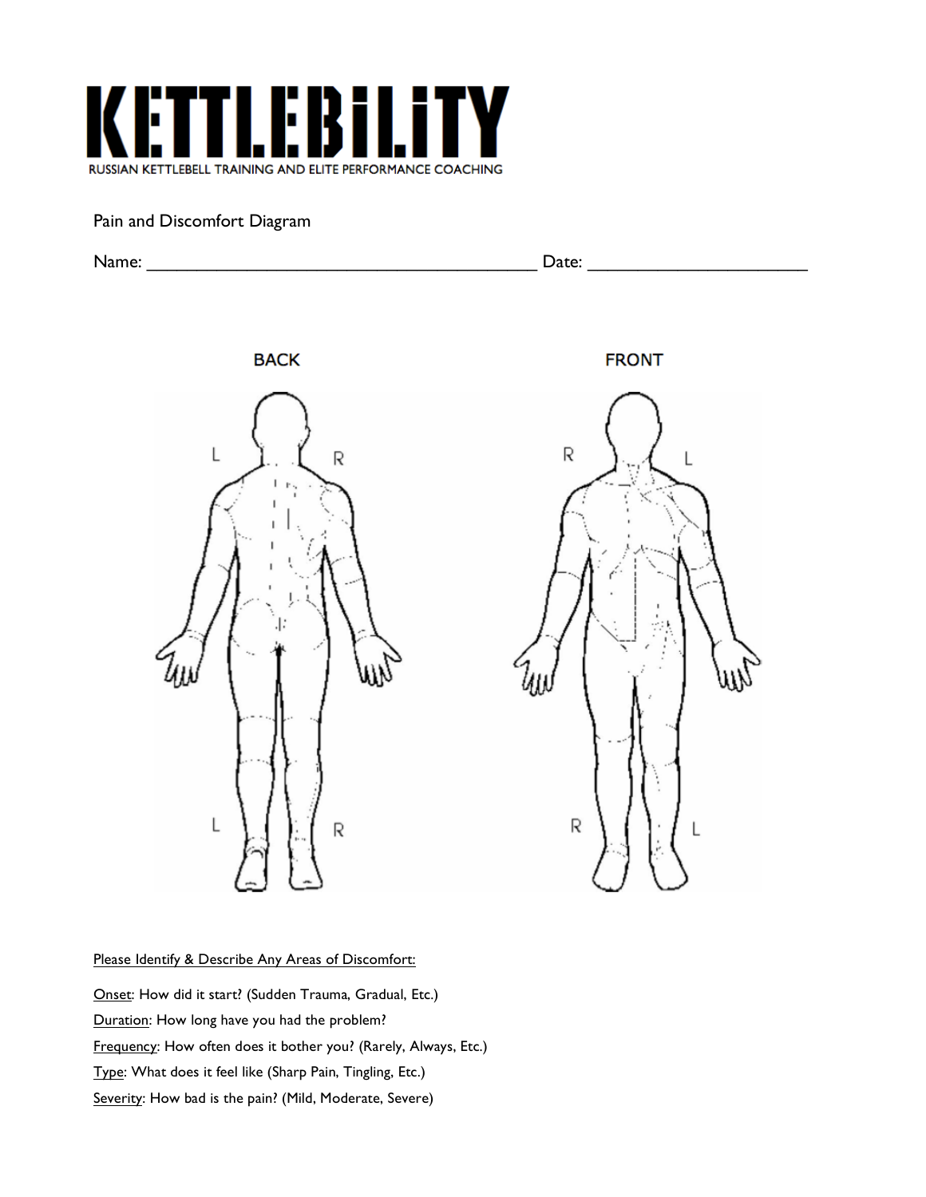# KETTLEBiLiTY

RUSSIAN KETTLEBELL TRAINING AND ELITE PERFORMANCE COACHING

Pain and Discomfort Diagram

Name: ________________________________________ Date: _______________________

BACK

L R

L R

FRONT

R L

R L

Please Identify & Describe Any Areas of Discomfort:

Onset: How did it start? (Sudden Trauma, Gradual, Etc.)

Duration: How long have you had the problem?

Frequency: How often does it bother you? (Rarely, Always, Etc.)

Type: What does it feel like (Sharp Pain, Tingling, Etc.)

Severity: How bad is the pain? (Mild, Moderate, Severe)